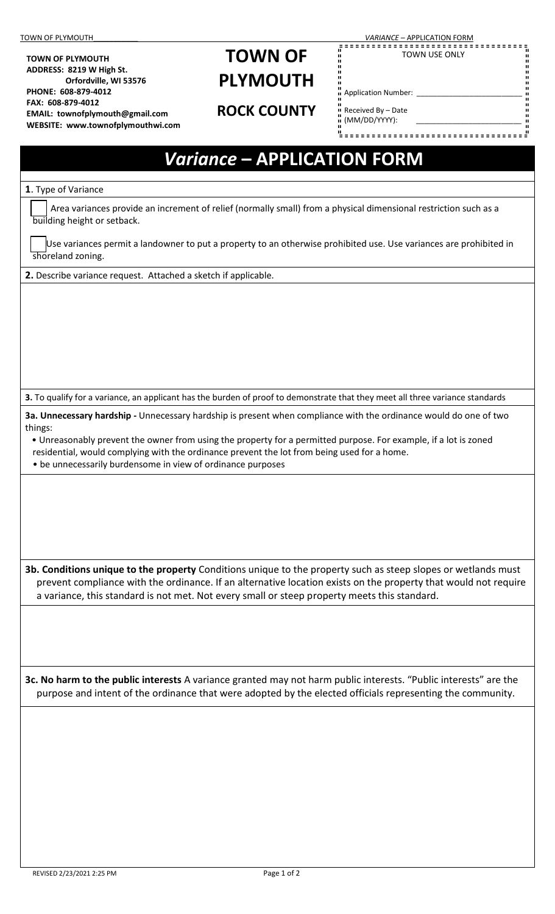**TOWN OF PLYMOUTH**
**ADDRESS: 8219 W High St.**
**Orfordville, WI 53576**
**PHONE: 608-879-4012**
**FAX: 608-879-4012**
**EMAIL: townofplymouth@gmail.com**
**WEBSITE: www.townofplymouthwi.com**

# TOWN OF PLYMOUTH

## ROCK COUNTY

| TOWN USE ONLY | |
|---|---|
| Application Number: | ________________ |
| Received By – Date (MM/DD/YYYY): | ________________ |

# *Variance* – APPLICATION FORM

**1**. Type of Variance

☐ Area variances provide an increment of relief (normally small) from a physical dimensional restriction such as a building height or setback.

☐ Use variances permit a landowner to put a property to an otherwise prohibited use. Use variances are prohibited in shoreland zoning.

**2.** Describe variance request. Attached a sketch if applicable.

**3.** To qualify for a variance, an applicant has the burden of proof to demonstrate that they meet all three variance standards

**3a. Unnecessary hardship -** Unnecessary hardship is present when compliance with the ordinance would do one of two things:

- Unreasonably prevent the owner from using the property for a permitted purpose. For example, if a lot is zoned residential, would complying with the ordinance prevent the lot from being used for a home.
- be unnecessarily burdensome in view of ordinance purposes

**3b. Conditions unique to the property** Conditions unique to the property such as steep slopes or wetlands must prevent compliance with the ordinance. If an alternative location exists on the property that would not require a variance, this standard is not met. Not every small or steep property meets this standard.

**3c. No harm to the public interests** A variance granted may not harm public interests. "Public interests" are the purpose and intent of the ordinance that were adopted by the elected officials representing the community.

REVISED 2/23/2021 2:25 PM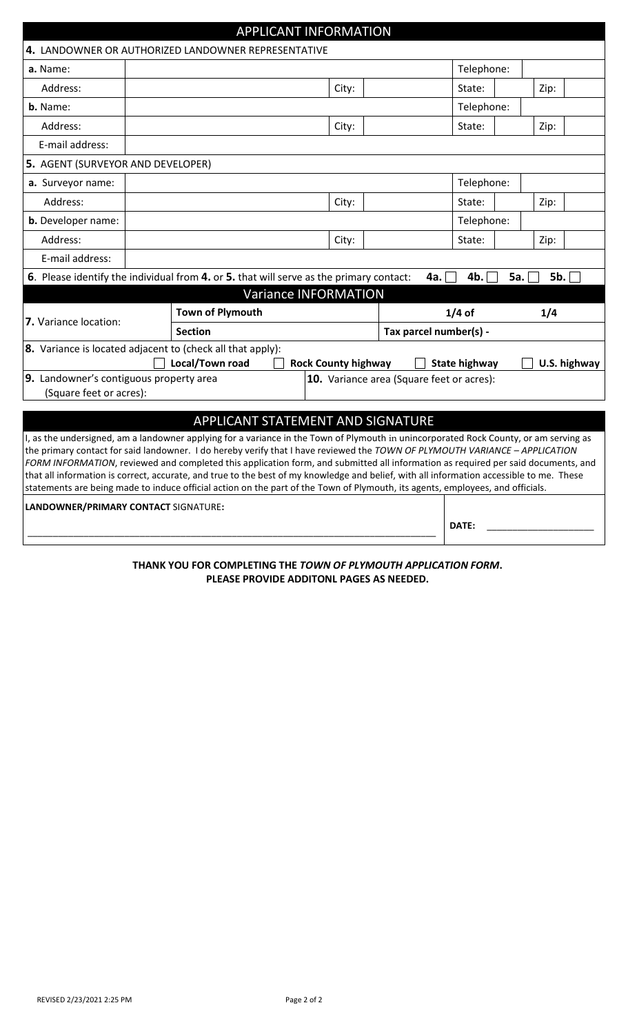## APPLICANT INFORMATION

**4.** LANDOWNER OR AUTHORIZED LANDOWNER REPRESENTATIVE

| | | | | | | | |
|---|---|---|---|---|---|---|---|
| **a.** Name: | | | | Telephone: | | | |
| Address: | | City: | | State: | | Zip: | |
| **b.** Name: | | | | Telephone: | | | |
| Address: | | City: | | State: | | Zip: | |
| E-mail address: | | | | | | | |

**5.** AGENT (SURVEYOR AND DEVELOPER)

| | | | | | | | |
|---|---|---|---|---|---|---|---|
| **a.** Surveyor name: | | | | Telephone: | | | |
| Address: | | City: | | State: | | Zip: | |
| **b.** Developer name: | | | | Telephone: | | | |
| Address: | | City: | | State: | | Zip: | |
| E-mail address: | | | | | | | |

**6**. Please identify the individual from **4.** or **5.** that will serve as the primary contact: **4a.** ☐ **4b.** ☐ **5a.** ☐ **5b.** ☐

## Variance INFORMATION

| | | | | |
|---|---|---|---|---|
| **7.** Variance location: | **Town of Plymouth** | | **1/4 of** | **1/4** |
| | **Section** | | **Tax parcel number(s) -** | |

**8.** Variance is located adjacent to (check all that apply):

☐ **Local/Town road** ☐ **Rock County highway** ☐ **State highway** ☐ **U.S. highway**

**9.** Landowner's contiguous property area (Square feet or acres):

**10.** Variance area (Square feet or acres):

## APPLICANT STATEMENT AND SIGNATURE

I, as the undersigned, am a landowner applying for a variance in the Town of Plymouth in unincorporated Rock County, or am serving as the primary contact for said landowner. I do hereby verify that I have reviewed the *TOWN OF PLYMOUTH VARIANCE – APPLICATION FORM INFORMATION*, reviewed and completed this application form, and submitted all information as required per said documents, and that all information is correct, accurate, and true to the best of my knowledge and belief, with all information accessible to me. These statements are being made to induce official action on the part of the Town of Plymouth, its agents, employees, and officials.

**LANDOWNER/PRIMARY CONTACT** SIGNATURE**:**

_______________________________________________ **DATE:** ____________________

**THANK YOU FOR COMPLETING THE *TOWN OF PLYMOUTH APPLICATION FORM*.**
**PLEASE PROVIDE ADDITONL PAGES AS NEEDED.**

REVISED 2/23/2021 2:25 PM